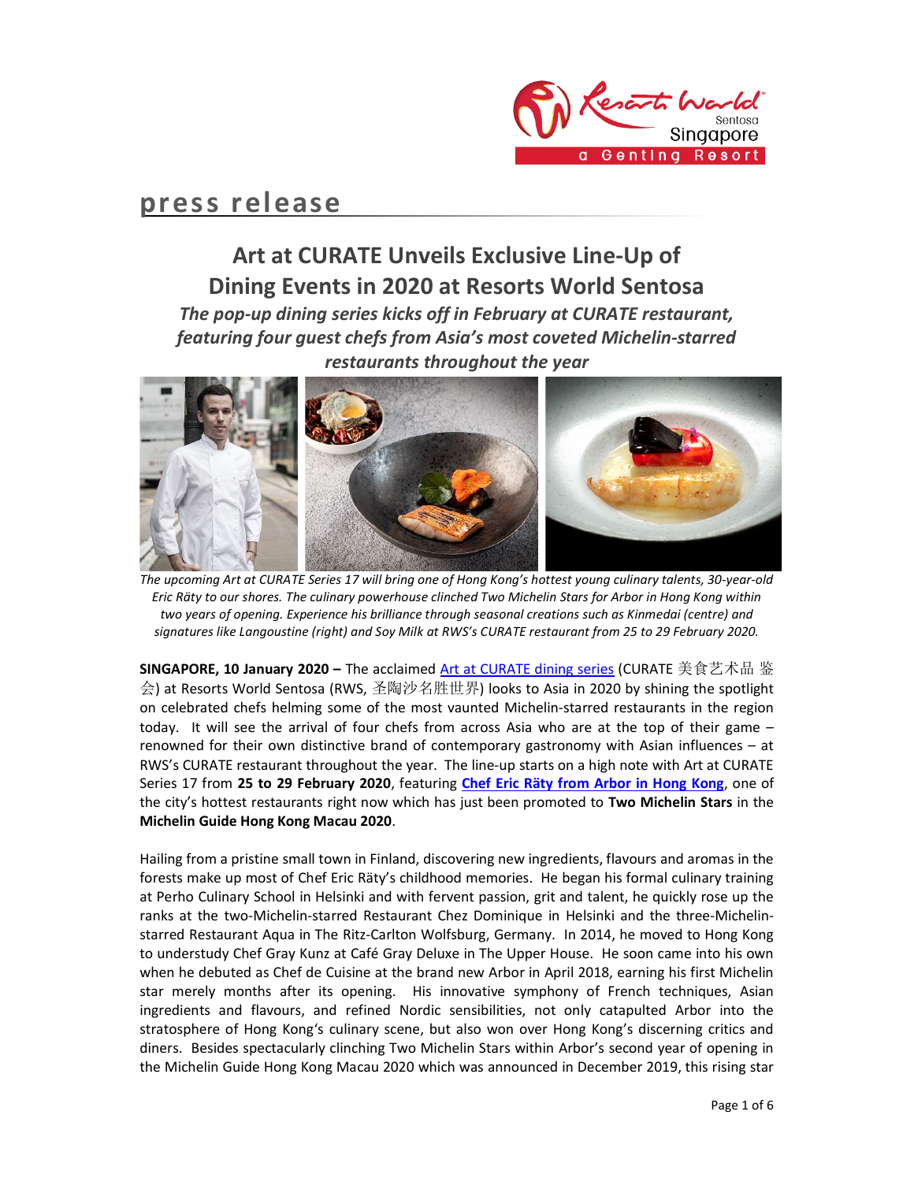# press release

## Art at CURATE Unveils Exclusive Line-Up of Dining Events in 2020 at Resorts World Sentosa

### *The pop-up dining series kicks off in February at CURATE restaurant, featuring four guest chefs from Asia's most coveted Michelin-starred restaurants throughout the year*

*The upcoming Art at CURATE Series 17 will bring one of Hong Kong's hottest young culinary talents, 30-year-old Eric Räty to our shores. The culinary powerhouse clinched Two Michelin Stars for Arbor in Hong Kong within two years of opening. Experience his brilliance through seasonal creations such as Kinmedai (centre) and signatures like Langoustine (right) and Soy Milk at RWS's CURATE restaurant from 25 to 29 February 2020.*

**SINGAPORE, 10 January 2020 –** The acclaimed Art at CURATE dining series (CURATE 美食艺术品 鉴会) at Resorts World Sentosa (RWS, 圣陶沙名胜世界) looks to Asia in 2020 by shining the spotlight on celebrated chefs helming some of the most vaunted Michelin-starred restaurants in the region today. It will see the arrival of four chefs from across Asia who are at the top of their game – renowned for their own distinctive brand of contemporary gastronomy with Asian influences – at RWS's CURATE restaurant throughout the year. The line-up starts on a high note with Art at CURATE Series 17 from **25 to 29 February 2020**, featuring **Chef Eric Räty from Arbor in Hong Kong**, one of the city's hottest restaurants right now which has just been promoted to **Two Michelin Stars** in the **Michelin Guide Hong Kong Macau 2020**.

Hailing from a pristine small town in Finland, discovering new ingredients, flavours and aromas in the forests make up most of Chef Eric Räty's childhood memories. He began his formal culinary training at Perho Culinary School in Helsinki and with fervent passion, grit and talent, he quickly rose up the ranks at the two-Michelin-starred Restaurant Chez Dominique in Helsinki and the three-Michelin-starred Restaurant Aqua in The Ritz-Carlton Wolfsburg, Germany. In 2014, he moved to Hong Kong to understudy Chef Gray Kunz at Café Gray Deluxe in The Upper House. He soon came into his own when he debuted as Chef de Cuisine at the brand new Arbor in April 2018, earning his first Michelin star merely months after its opening. His innovative symphony of French techniques, Asian ingredients and flavours, and refined Nordic sensibilities, not only catapulted Arbor into the stratosphere of Hong Kong's culinary scene, but also won over Hong Kong's discerning critics and diners. Besides spectacularly clinching Two Michelin Stars within Arbor's second year of opening in the Michelin Guide Hong Kong Macau 2020 which was announced in December 2019, this rising star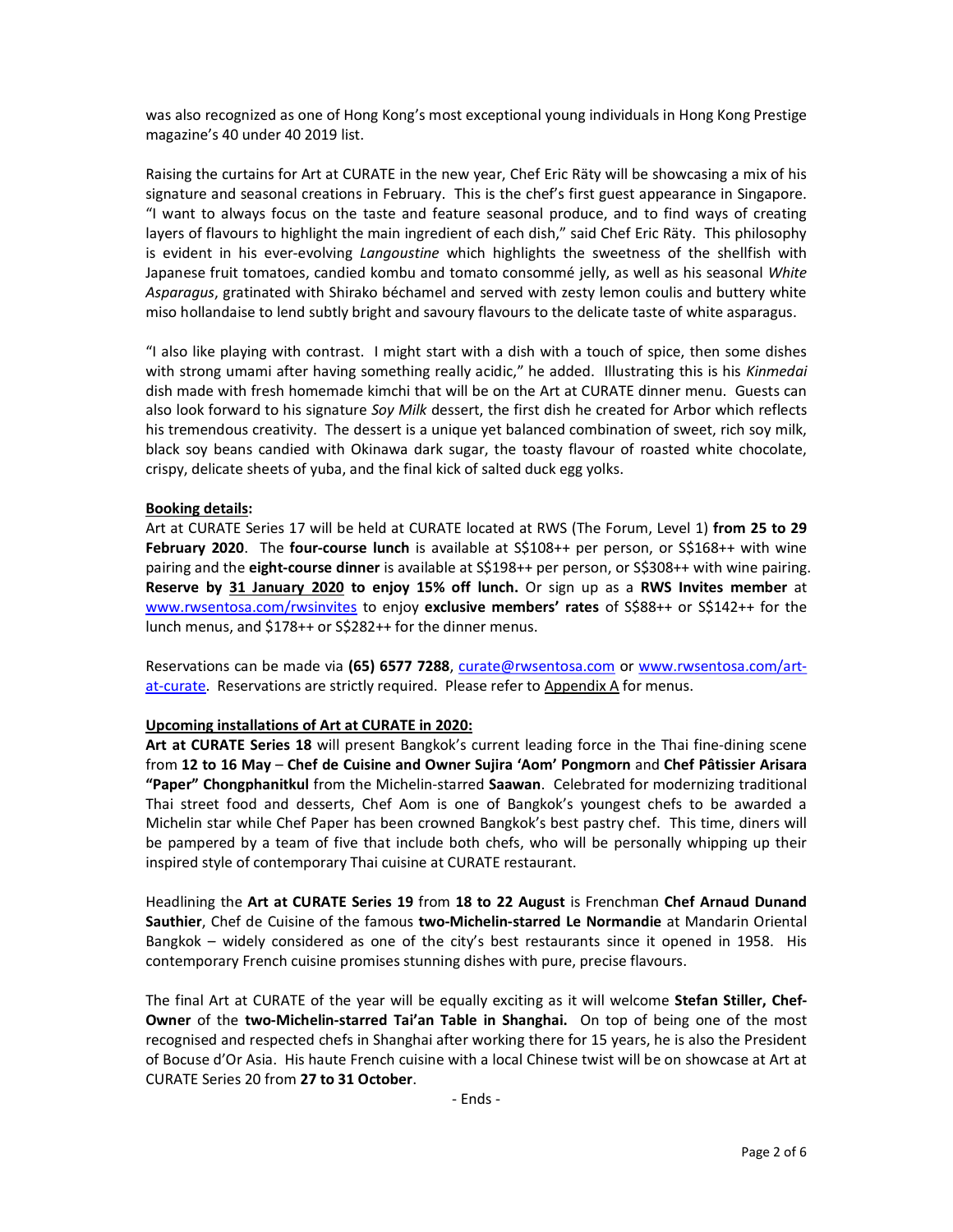was also recognized as one of Hong Kong's most exceptional young individuals in Hong Kong Prestige magazine's 40 under 40 2019 list.

Raising the curtains for Art at CURATE in the new year, Chef Eric Räty will be showcasing a mix of his signature and seasonal creations in February. This is the chef's first guest appearance in Singapore. "I want to always focus on the taste and feature seasonal produce, and to find ways of creating layers of flavours to highlight the main ingredient of each dish," said Chef Eric Räty. This philosophy is evident in his ever-evolving *Langoustine* which highlights the sweetness of the shellfish with Japanese fruit tomatoes, candied kombu and tomato consommé jelly, as well as his seasonal *White Asparagus*, gratinated with Shirako béchamel and served with zesty lemon coulis and buttery white miso hollandaise to lend subtly bright and savoury flavours to the delicate taste of white asparagus.

"I also like playing with contrast. I might start with a dish with a touch of spice, then some dishes with strong umami after having something really acidic," he added. Illustrating this is his *Kinmedai* dish made with fresh homemade kimchi that will be on the Art at CURATE dinner menu. Guests can also look forward to his signature *Soy Milk* dessert, the first dish he created for Arbor which reflects his tremendous creativity. The dessert is a unique yet balanced combination of sweet, rich soy milk, black soy beans candied with Okinawa dark sugar, the toasty flavour of roasted white chocolate, crispy, delicate sheets of yuba, and the final kick of salted duck egg yolks.

**Booking details:**

Art at CURATE Series 17 will be held at CURATE located at RWS (The Forum, Level 1) **from 25 to 29 February 2020**. The **four-course lunch** is available at S$108++ per person, or S$168++ with wine pairing and the **eight-course dinner** is available at S$198++ per person, or S$308++ with wine pairing. **Reserve by 31 January 2020 to enjoy 15% off lunch.** Or sign up as a **RWS Invites member** at www.rwsentosa.com/rwsinvites to enjoy **exclusive members' rates** of S$88++ or S$142++ for the lunch menus, and $178++ or S$282++ for the dinner menus.

Reservations can be made via **(65) 6577 7288**, curate@rwsentosa.com or www.rwsentosa.com/art-at-curate. Reservations are strictly required. Please refer to Appendix A for menus.

**Upcoming installations of Art at CURATE in 2020:**

**Art at CURATE Series 18** will present Bangkok's current leading force in the Thai fine-dining scene from **12 to 16 May** – **Chef de Cuisine and Owner Sujira 'Aom' Pongmorn** and **Chef Pâtissier Arisara "Paper" Chongphanitkul** from the Michelin-starred **Saawan**. Celebrated for modernizing traditional Thai street food and desserts, Chef Aom is one of Bangkok's youngest chefs to be awarded a Michelin star while Chef Paper has been crowned Bangkok's best pastry chef. This time, diners will be pampered by a team of five that include both chefs, who will be personally whipping up their inspired style of contemporary Thai cuisine at CURATE restaurant.

Headlining the **Art at CURATE Series 19** from **18 to 22 August** is Frenchman **Chef Arnaud Dunand Sauthier**, Chef de Cuisine of the famous **two-Michelin-starred Le Normandie** at Mandarin Oriental Bangkok – widely considered as one of the city's best restaurants since it opened in 1958. His contemporary French cuisine promises stunning dishes with pure, precise flavours.

The final Art at CURATE of the year will be equally exciting as it will welcome **Stefan Stiller, Chef-Owner** of the **two-Michelin-starred Tai'an Table in Shanghai.** On top of being one of the most recognised and respected chefs in Shanghai after working there for 15 years, he is also the President of Bocuse d'Or Asia. His haute French cuisine with a local Chinese twist will be on showcase at Art at CURATE Series 20 from **27 to 31 October**.

- Ends -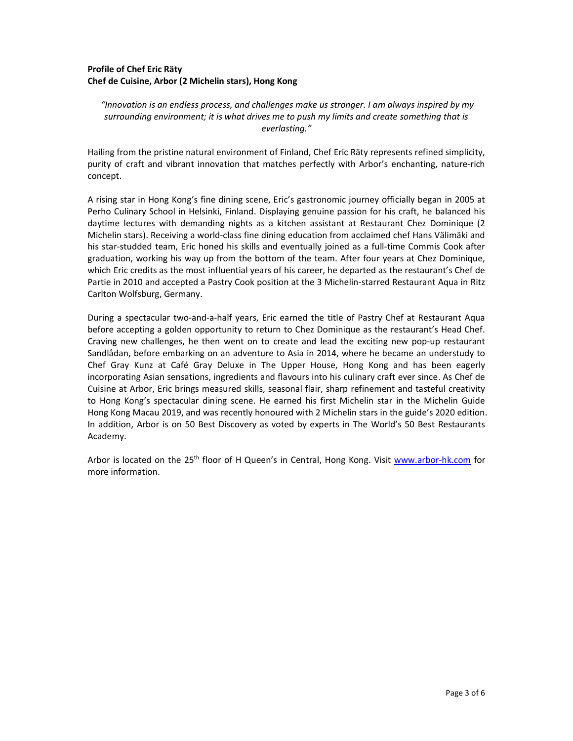**Profile of Chef Eric Räty**
**Chef de Cuisine, Arbor (2 Michelin stars), Hong Kong**

*"Innovation is an endless process, and challenges make us stronger. I am always inspired by my surrounding environment; it is what drives me to push my limits and create something that is everlasting."*

Hailing from the pristine natural environment of Finland, Chef Eric Räty represents refined simplicity, purity of craft and vibrant innovation that matches perfectly with Arbor's enchanting, nature-rich concept.

A rising star in Hong Kong's fine dining scene, Eric's gastronomic journey officially began in 2005 at Perho Culinary School in Helsinki, Finland. Displaying genuine passion for his craft, he balanced his daytime lectures with demanding nights as a kitchen assistant at Restaurant Chez Dominique (2 Michelin stars). Receiving a world-class fine dining education from acclaimed chef Hans Välimäki and his star-studded team, Eric honed his skills and eventually joined as a full-time Commis Cook after graduation, working his way up from the bottom of the team. After four years at Chez Dominique, which Eric credits as the most influential years of his career, he departed as the restaurant's Chef de Partie in 2010 and accepted a Pastry Cook position at the 3 Michelin-starred Restaurant Aqua in Ritz Carlton Wolfsburg, Germany.

During a spectacular two-and-a-half years, Eric earned the title of Pastry Chef at Restaurant Aqua before accepting a golden opportunity to return to Chez Dominique as the restaurant's Head Chef. Craving new challenges, he then went on to create and lead the exciting new pop-up restaurant Sandlådan, before embarking on an adventure to Asia in 2014, where he became an understudy to Chef Gray Kunz at Café Gray Deluxe in The Upper House, Hong Kong and has been eagerly incorporating Asian sensations, ingredients and flavours into his culinary craft ever since. As Chef de Cuisine at Arbor, Eric brings measured skills, seasonal flair, sharp refinement and tasteful creativity to Hong Kong's spectacular dining scene. He earned his first Michelin star in the Michelin Guide Hong Kong Macau 2019, and was recently honoured with 2 Michelin stars in the guide's 2020 edition. In addition, Arbor is on 50 Best Discovery as voted by experts in The World's 50 Best Restaurants Academy.

Arbor is located on the 25th floor of H Queen's in Central, Hong Kong. Visit [www.arbor-hk.com](http://www.arbor-hk.com) for more information.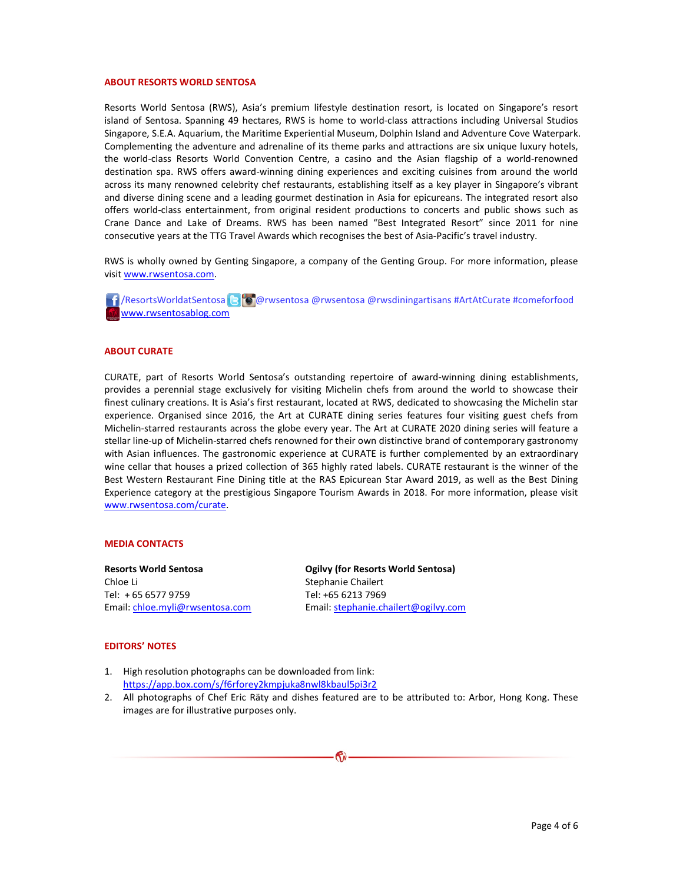## ABOUT RESORTS WORLD SENTOSA

Resorts World Sentosa (RWS), Asia's premium lifestyle destination resort, is located on Singapore's resort island of Sentosa. Spanning 49 hectares, RWS is home to world-class attractions including Universal Studios Singapore, S.E.A. Aquarium, the Maritime Experiential Museum, Dolphin Island and Adventure Cove Waterpark. Complementing the adventure and adrenaline of its theme parks and attractions are six unique luxury hotels, the world-class Resorts World Convention Centre, a casino and the Asian flagship of a world-renowned destination spa. RWS offers award-winning dining experiences and exciting cuisines from around the world across its many renowned celebrity chef restaurants, establishing itself as a key player in Singapore's vibrant and diverse dining scene and a leading gourmet destination in Asia for epicureans. The integrated resort also offers world-class entertainment, from original resident productions to concerts and public shows such as Crane Dance and Lake of Dreams. RWS has been named "Best Integrated Resort" since 2011 for nine consecutive years at the TTG Travel Awards which recognises the best of Asia-Pacific's travel industry.

RWS is wholly owned by Genting Singapore, a company of the Genting Group. For more information, please visit www.rwsentosa.com.

/ResortsWorldatSentosa @rwsentosa @rwsentosa @rwsdiningartisans #ArtAtCurate #comeforfood
www.rwsentosablog.com

## ABOUT CURATE

CURATE, part of Resorts World Sentosa's outstanding repertoire of award-winning dining establishments, provides a perennial stage exclusively for visiting Michelin chefs from around the world to showcase their finest culinary creations. It is Asia's first restaurant, located at RWS, dedicated to showcasing the Michelin star experience. Organised since 2016, the Art at CURATE dining series features four visiting guest chefs from Michelin-starred restaurants across the globe every year. The Art at CURATE 2020 dining series will feature a stellar line-up of Michelin-starred chefs renowned for their own distinctive brand of contemporary gastronomy with Asian influences. The gastronomic experience at CURATE is further complemented by an extraordinary wine cellar that houses a prized collection of 365 highly rated labels. CURATE restaurant is the winner of the Best Western Restaurant Fine Dining title at the RAS Epicurean Star Award 2019, as well as the Best Dining Experience category at the prestigious Singapore Tourism Awards in 2018. For more information, please visit www.rwsentosa.com/curate.

## MEDIA CONTACTS

**Resorts World Sentosa**
Chloe Li
Tel: + 65 6577 9759
Email: chloe.myli@rwsentosa.com

**Ogilvy (for Resorts World Sentosa)**
Stephanie Chailert
Tel: +65 6213 7969
Email: stephanie.chailert@ogilvy.com

## EDITORS' NOTES

1. High resolution photographs can be downloaded from link: https://app.box.com/s/f6rforey2kmpjuka8nwl8kbaul5pi3r2
2. All photographs of Chef Eric Räty and dishes featured are to be attributed to: Arbor, Hong Kong. These images are for illustrative purposes only.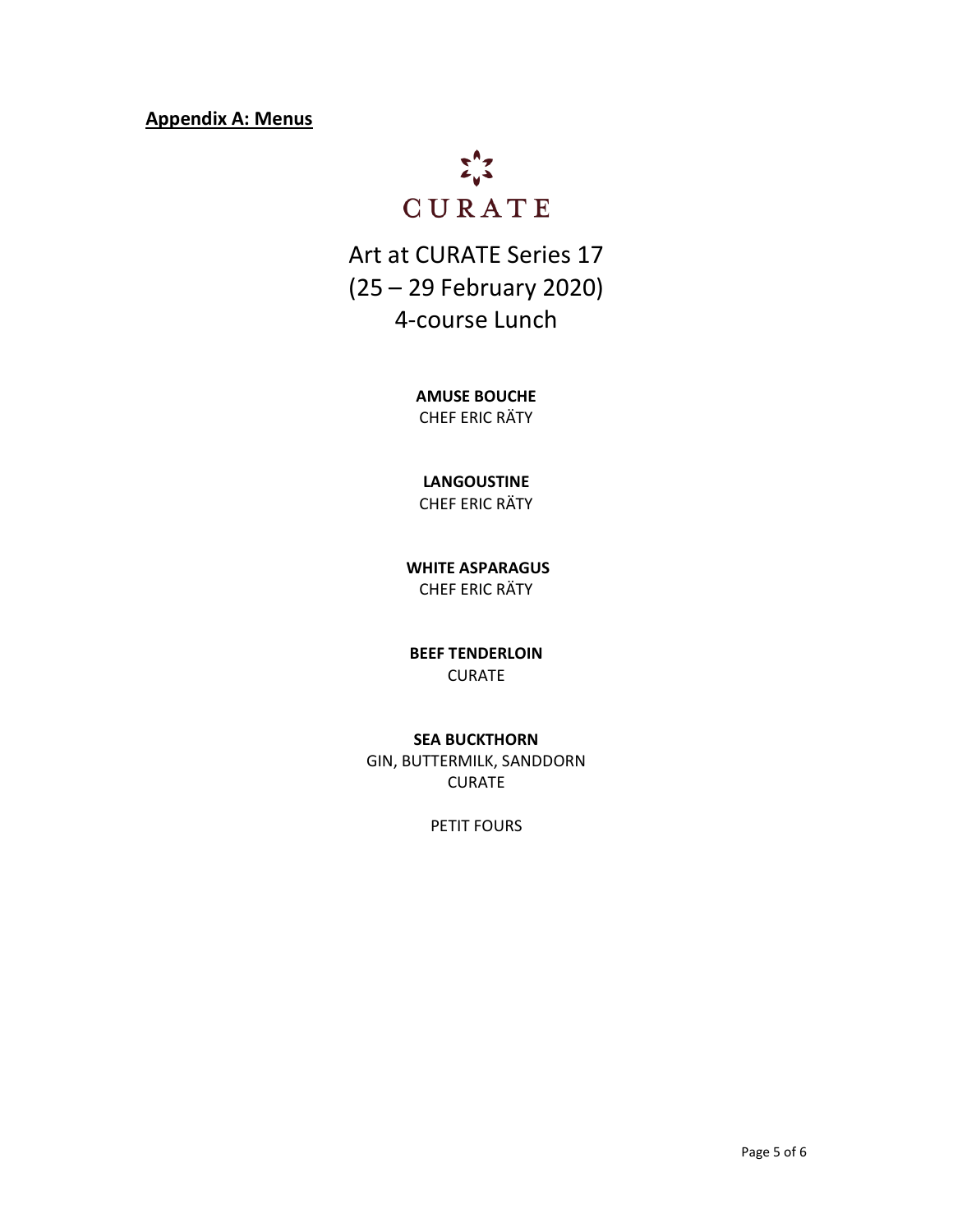**Appendix A: Menus**

CURATE

Art at CURATE Series 17
(25 – 29 February 2020)
4-course Lunch

**AMUSE BOUCHE**
CHEF ERIC RÄTY

**LANGOUSTINE**
CHEF ERIC RÄTY

**WHITE ASPARAGUS**
CHEF ERIC RÄTY

**BEEF TENDERLOIN**
CURATE

**SEA BUCKTHORN**
GIN, BUTTERMILK, SANDDORN
CURATE

PETIT FOURS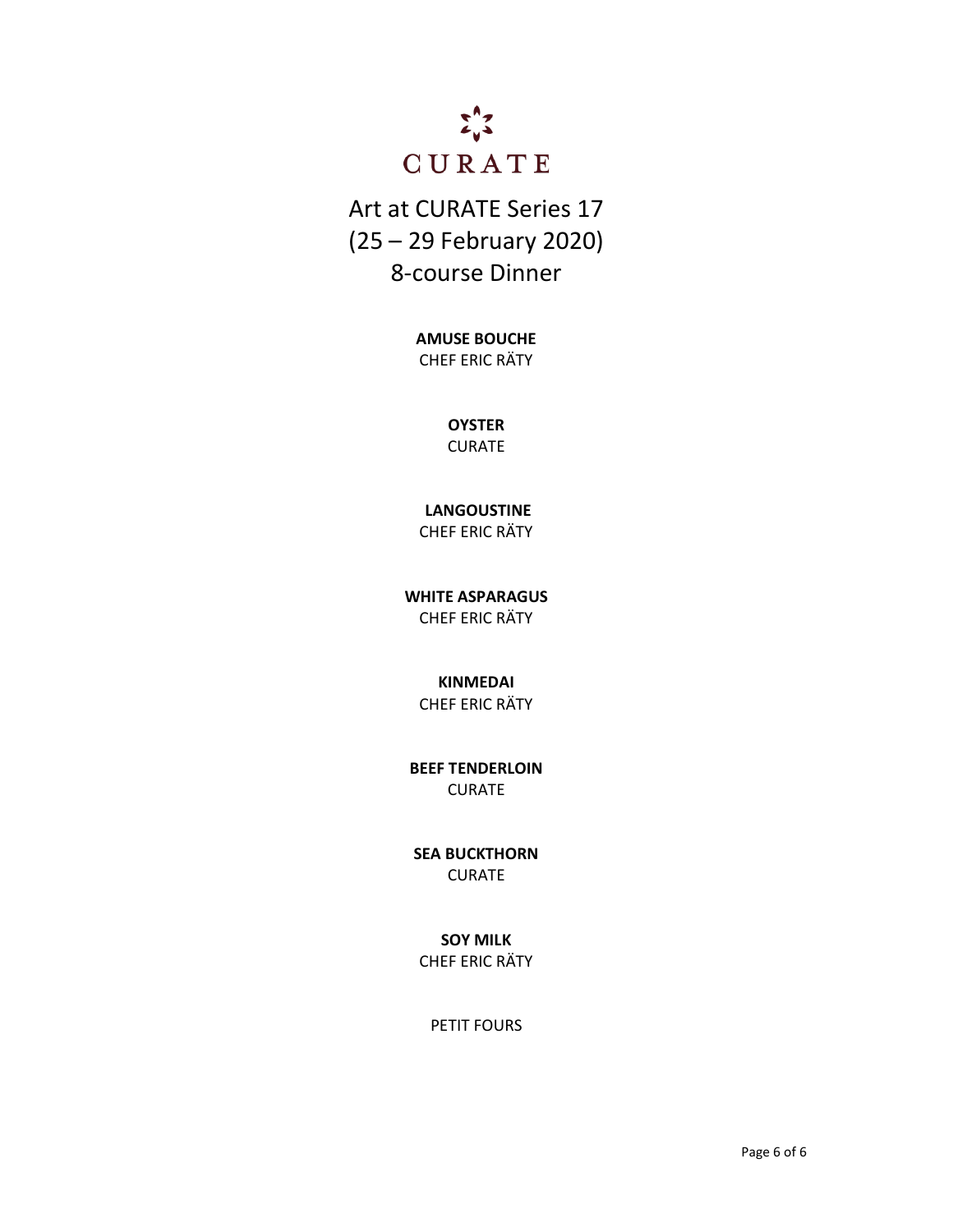CURATE

# Art at CURATE Series 17
# (25 – 29 February 2020)
# 8-course Dinner

**AMUSE BOUCHE**
CHEF ERIC RÄTY

**OYSTER**
CURATE

**LANGOUSTINE**
CHEF ERIC RÄTY

**WHITE ASPARAGUS**
CHEF ERIC RÄTY

**KINMEDAI**
CHEF ERIC RÄTY

**BEEF TENDERLOIN**
CURATE

**SEA BUCKTHORN**
CURATE

**SOY MILK**
CHEF ERIC RÄTY

PETIT FOURS